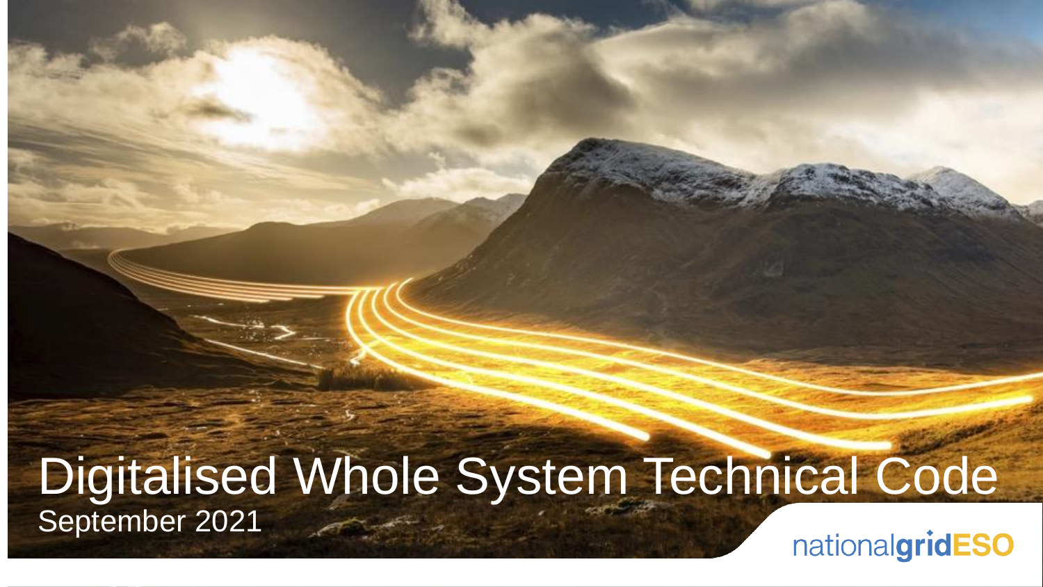# Digitalised Whole System Technical Code

September 2021

nationalgridESO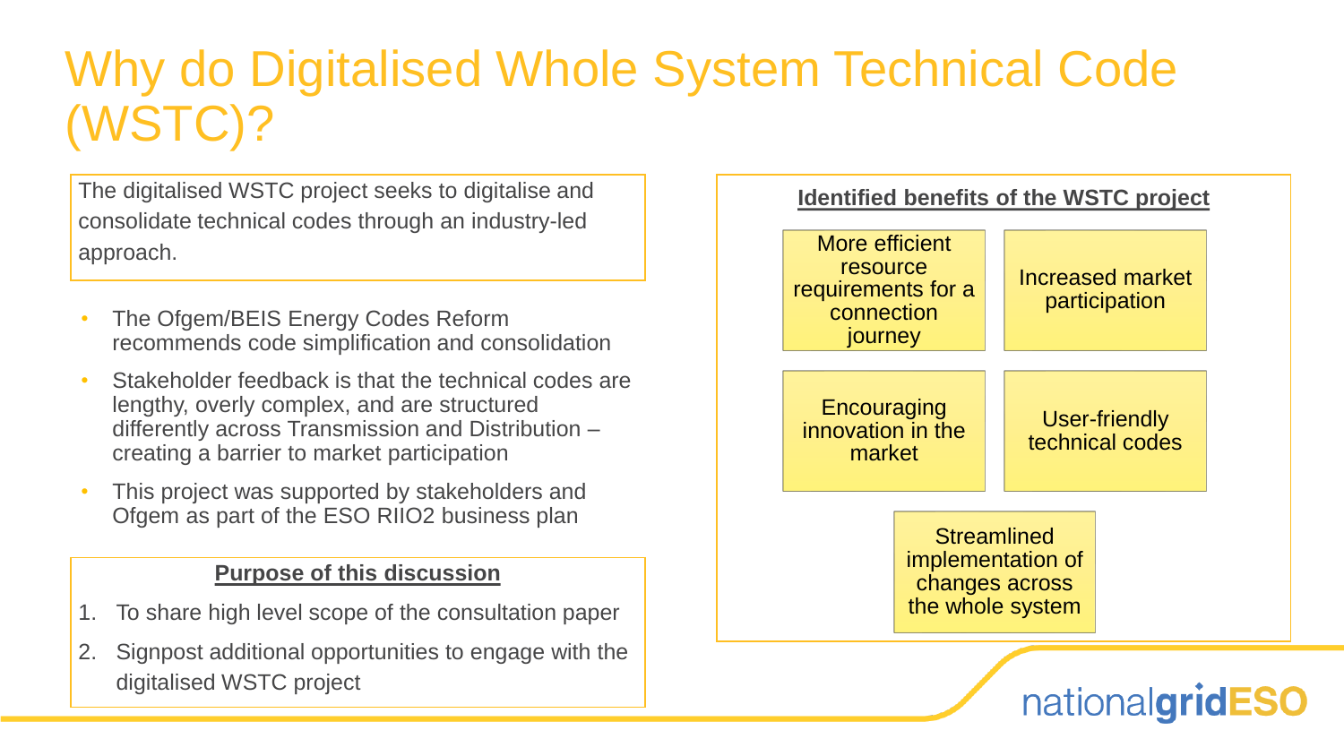# Why do Digitalised Whole System Technical Code (WSTC)?

The digitalised WSTC project seeks to digitalise and consolidate technical codes through an industry-led approach.

- The Ofgem/BEIS Energy Codes Reform recommends code simplification and consolidation
- Stakeholder feedback is that the technical codes are lengthy, overly complex, and are structured differently across Transmission and Distribution – creating a barrier to market participation
- This project was supported by stakeholders and Ofgem as part of the ESO RIIO2 business plan

**Purpose of this discussion**

1. To share high level scope of the consultation paper
2. Signpost additional opportunities to engage with the digitalised WSTC project

**Identified benefits of the WSTC project**

- More efficient resource requirements for a connection journey
- Increased market participation
- Encouraging innovation in the market
- User-friendly technical codes
- Streamlined implementation of changes across the whole system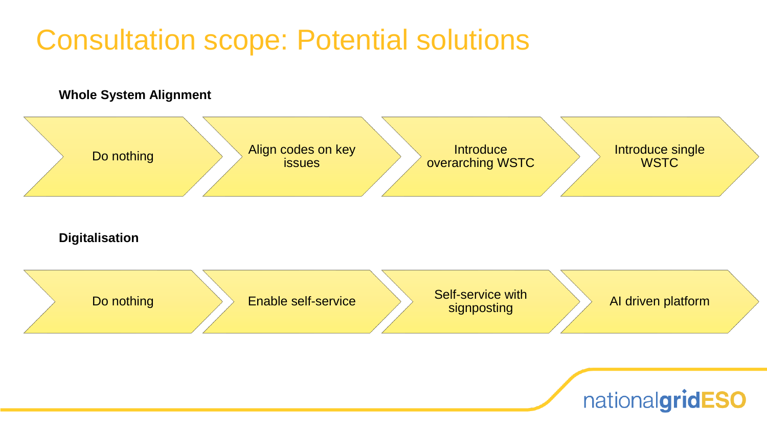# Consultation scope: Potential solutions

**Whole System Alignment**

- Do nothing
- Align codes on key issues
- Introduce overarching WSTC
- Introduce single WSTC

**Digitalisation**

- Do nothing
- Enable self-service
- Self-service with signposting
- AI driven platform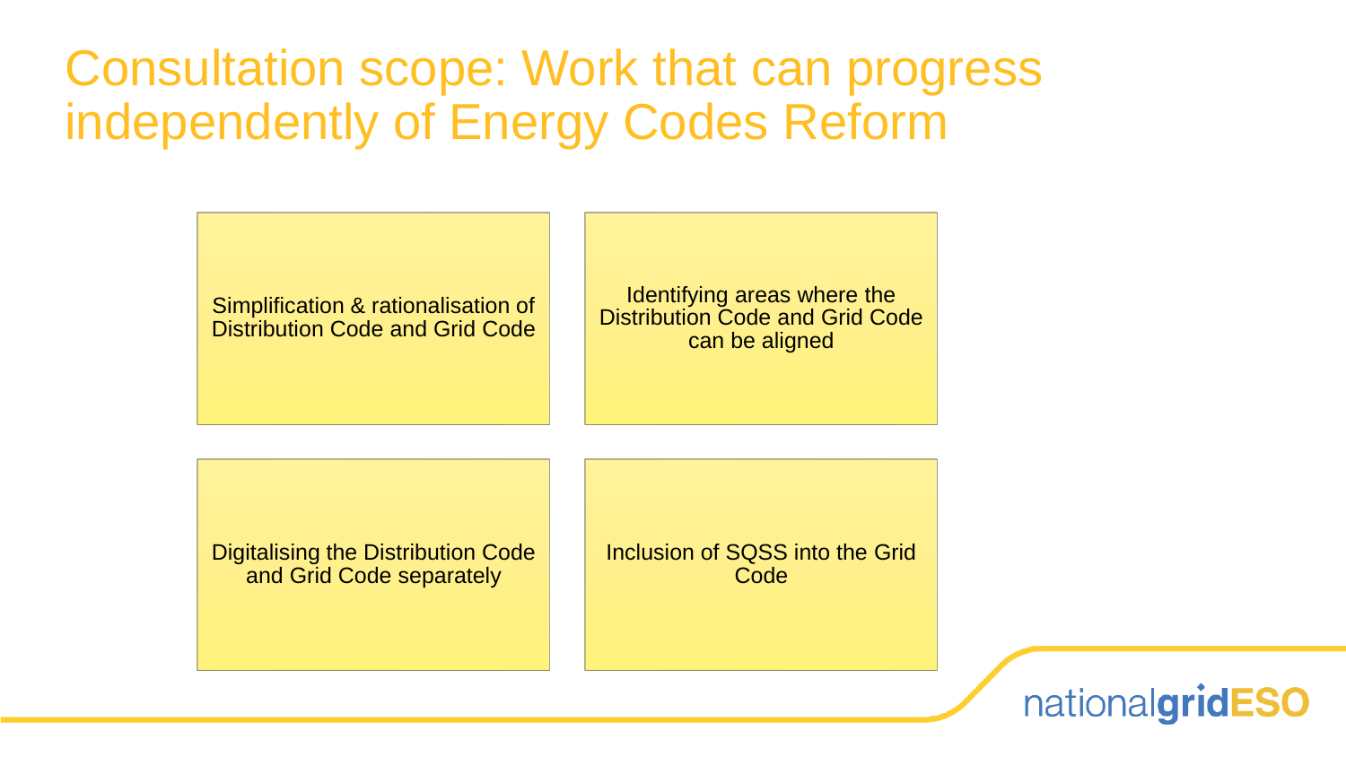# Consultation scope: Work that can progress independently of Energy Codes Reform

- Simplification & rationalisation of Distribution Code and Grid Code
- Identifying areas where the Distribution Code and Grid Code can be aligned
- Digitalising the Distribution Code and Grid Code separately
- Inclusion of SQSS into the Grid Code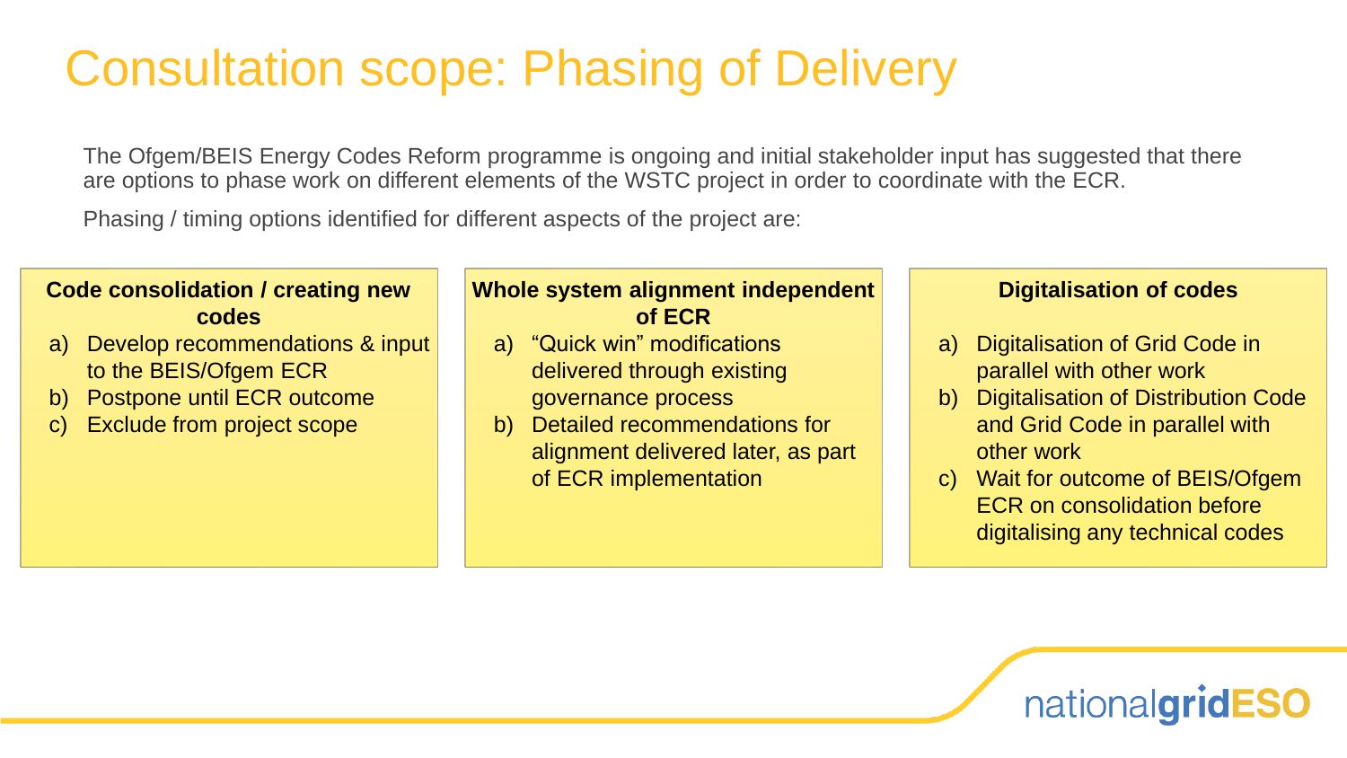# Consultation scope: Phasing of Delivery

The Ofgem/BEIS Energy Codes Reform programme is ongoing and initial stakeholder input has suggested that there are options to phase work on different elements of the WSTC project in order to coordinate with the ECR.

Phasing / timing options identified for different aspects of the project are:

**Code consolidation / creating new codes**

a) Develop recommendations & input to the BEIS/Ofgem ECR
b) Postpone until ECR outcome
c) Exclude from project scope

**Whole system alignment independent of ECR**

a) "Quick win" modifications delivered through existing governance process
b) Detailed recommendations for alignment delivered later, as part of ECR implementation

**Digitalisation of codes**

a) Digitalisation of Grid Code in parallel with other work
b) Digitalisation of Distribution Code and Grid Code in parallel with other work
c) Wait for outcome of BEIS/Ofgem ECR on consolidation before digitalising any technical codes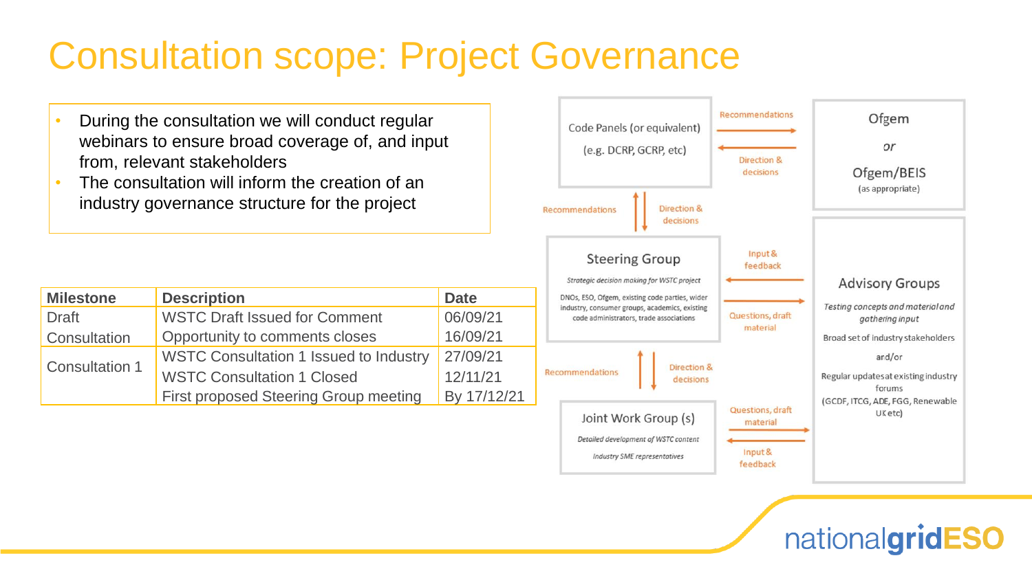# Consultation scope: Project Governance

- During the consultation we will conduct regular webinars to ensure broad coverage of, and input from, relevant stakeholders
- The consultation will inform the creation of an industry governance structure for the project

| Milestone | Description | Date |
|---|---|---|
| Draft Consultation | WSTC Draft Issued for Comment | 06/09/21 |
| | Opportunity to comments closes | 16/09/21 |
| Consultation 1 | WSTC Consultation 1 Issued to Industry | 27/09/21 |
| | WSTC Consultation 1 Closed | 12/11/21 |
| | First proposed Steering Group meeting | By 17/12/21 |

Code Panels (or equivalent)
(e.g. DCRP, GCRP, etc)

Recommendations

Direction & decisions

Ofgem
or
Ofgem/BEIS
(as appropriate)

Recommendations

Direction & decisions

Steering Group

*Strategic decision making for WSTC project*

DNOs, ESO, Ofgem, existing code parties, wider industry, consumer groups, academics, existing code administrators, trade associations

Input & feedback

Questions, draft material

Advisory Groups

*Testing concepts and material and gathering input*

Broad set of industry stakeholders

and/or

Regular updates at existing industry forums
(GCDF, ITCG, ADE, FGG, Renewable UK etc)

Recommendations

Direction & decisions

Joint Work Group (s)

*Detailed development of WSTC content*

*Industry SME representatives*

Questions, draft material

Input & feedback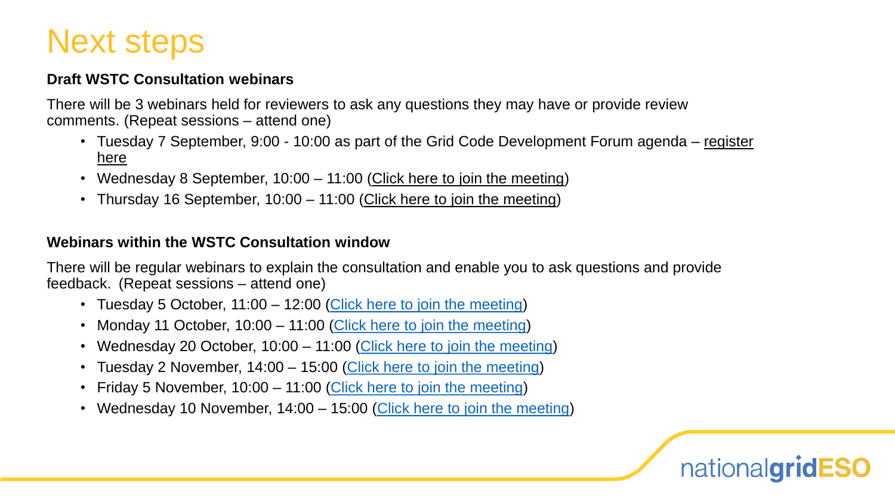# Next steps

**Draft WSTC Consultation webinars**

There will be 3 webinars held for reviewers to ask any questions they may have or provide review comments. (Repeat sessions – attend one)

- Tuesday 7 September, 9:00 - 10:00 as part of the Grid Code Development Forum agenda – register here
- Wednesday 8 September, 10:00 – 11:00 (Click here to join the meeting)
- Thursday 16 September, 10:00 – 11:00 (Click here to join the meeting)

**Webinars within the WSTC Consultation window**

There will be regular webinars to explain the consultation and enable you to ask questions and provide feedback. (Repeat sessions – attend one)

- Tuesday 5 October, 11:00 – 12:00 (Click here to join the meeting)
- Monday 11 October, 10:00 – 11:00 (Click here to join the meeting)
- Wednesday 20 October, 10:00 – 11:00 (Click here to join the meeting)
- Tuesday 2 November, 14:00 – 15:00 (Click here to join the meeting)
- Friday 5 November, 10:00 – 11:00 (Click here to join the meeting)
- Wednesday 10 November, 14:00 – 15:00 (Click here to join the meeting)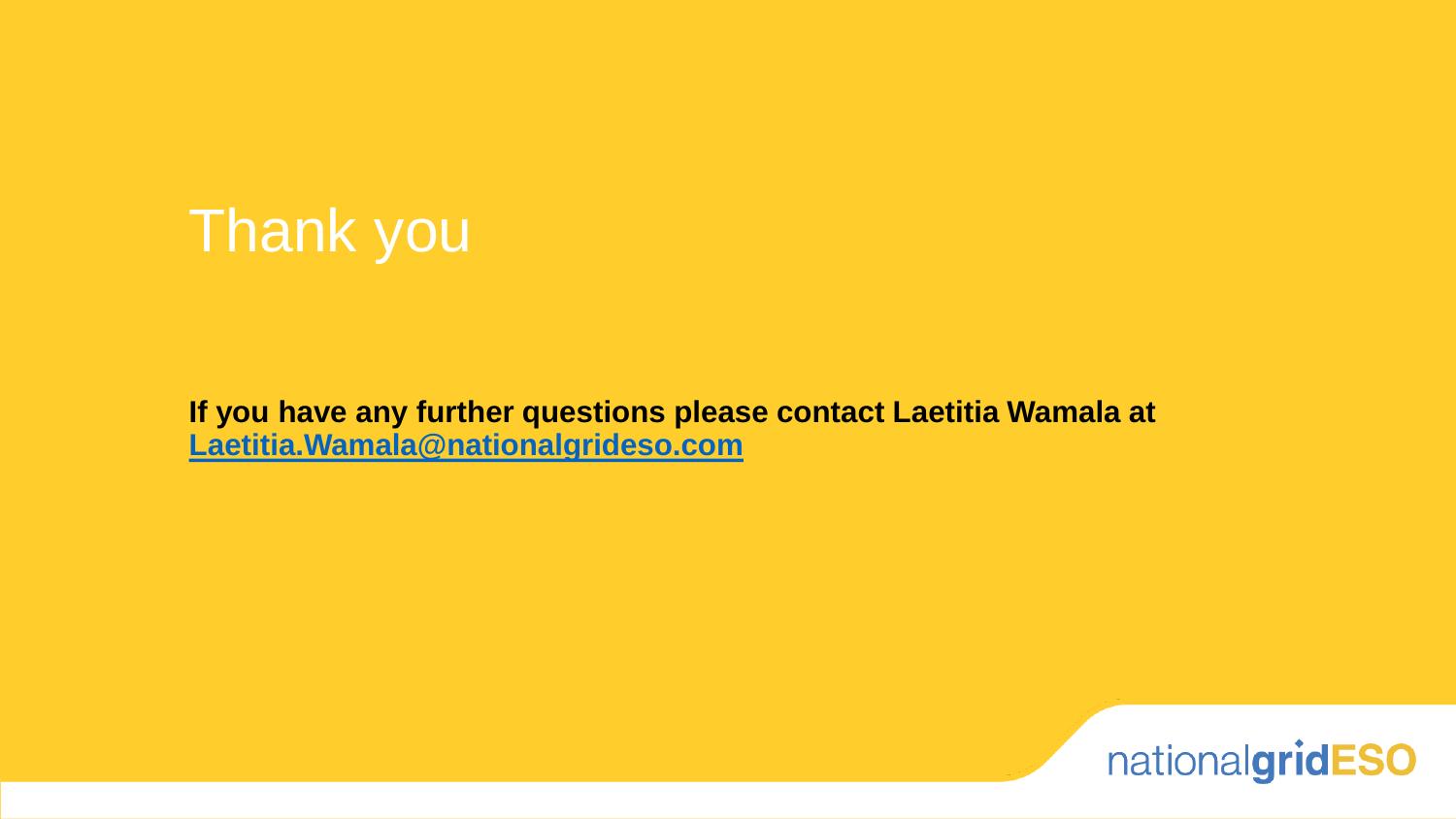# Thank you

**If you have any further questions please contact Laetitia Wamala at [Laetitia.Wamala@nationalgrideso.com](mailto:Laetitia.Wamala@nationalgrideso.com)**

nationalgridESO